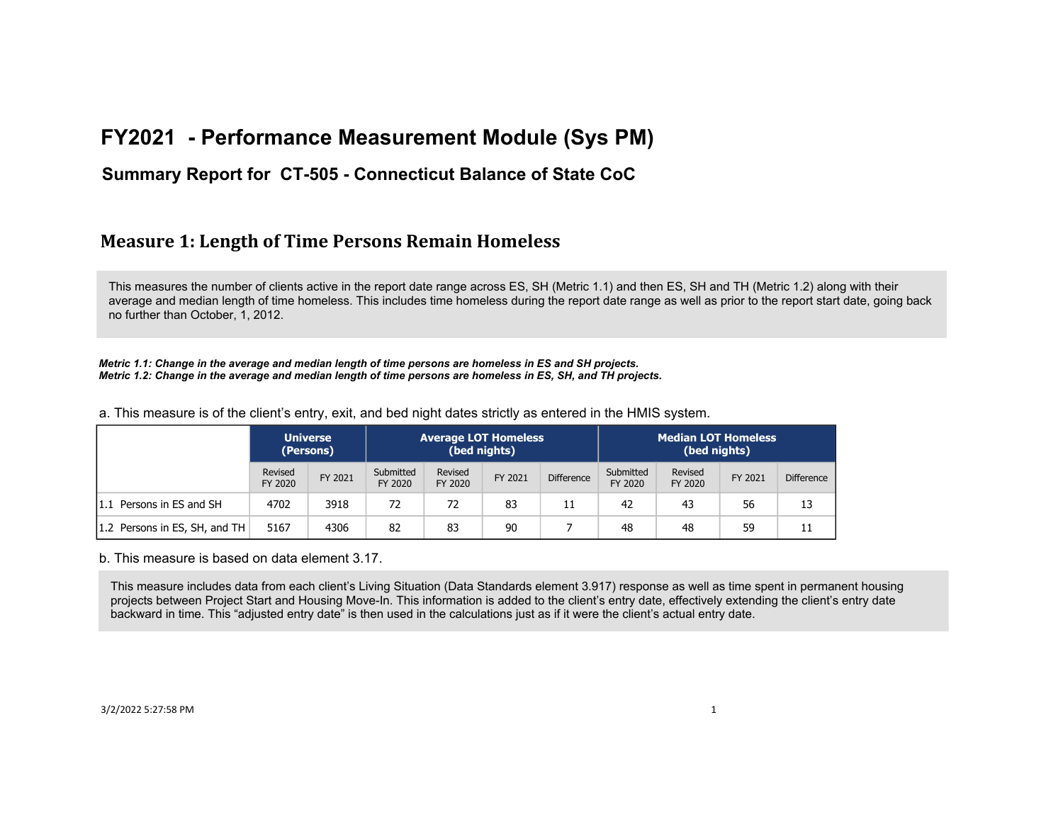# FY2021 - Performance Measurement Module (Sys PM)

## Summary Report for CT-505 - Connecticut Balance of State CoC

## Measure 1: Length of Time Persons Remain Homeless

This measures the number of clients active in the report date range across ES, SH (Metric 1.1) and then ES, SH and TH (Metric 1.2) along with their average and median length of time homeless. This includes time homeless during the report date range as well as prior to the report start date, going back no further than October, 1, 2012.

***Metric 1.1: Change in the average and median length of time persons are homeless in ES and SH projects.***
***Metric 1.2: Change in the average and median length of time persons are homeless in ES, SH, and TH projects.***

a. This measure is of the client's entry, exit, and bed night dates strictly as entered in the HMIS system.

| | Universe (Persons) | | Average LOT Homeless (bed nights) | | | | Median LOT Homeless (bed nights) | | | |
|---|---|---|---|---|---|---|---|---|---|---|
| | Revised FY 2020 | FY 2021 | Submitted FY 2020 | Revised FY 2020 | FY 2021 | Difference | Submitted FY 2020 | Revised FY 2020 | FY 2021 | Difference |
| 1.1 Persons in ES and SH | 4702 | 3918 | 72 | 72 | 83 | 11 | 42 | 43 | 56 | 13 |
| 1.2 Persons in ES, SH, and TH | 5167 | 4306 | 82 | 83 | 90 | 7 | 48 | 48 | 59 | 11 |

b. This measure is based on data element 3.17.

This measure includes data from each client's Living Situation (Data Standards element 3.917) response as well as time spent in permanent housing projects between Project Start and Housing Move-In. This information is added to the client's entry date, effectively extending the client's entry date backward in time. This "adjusted entry date" is then used in the calculations just as if it were the client's actual entry date.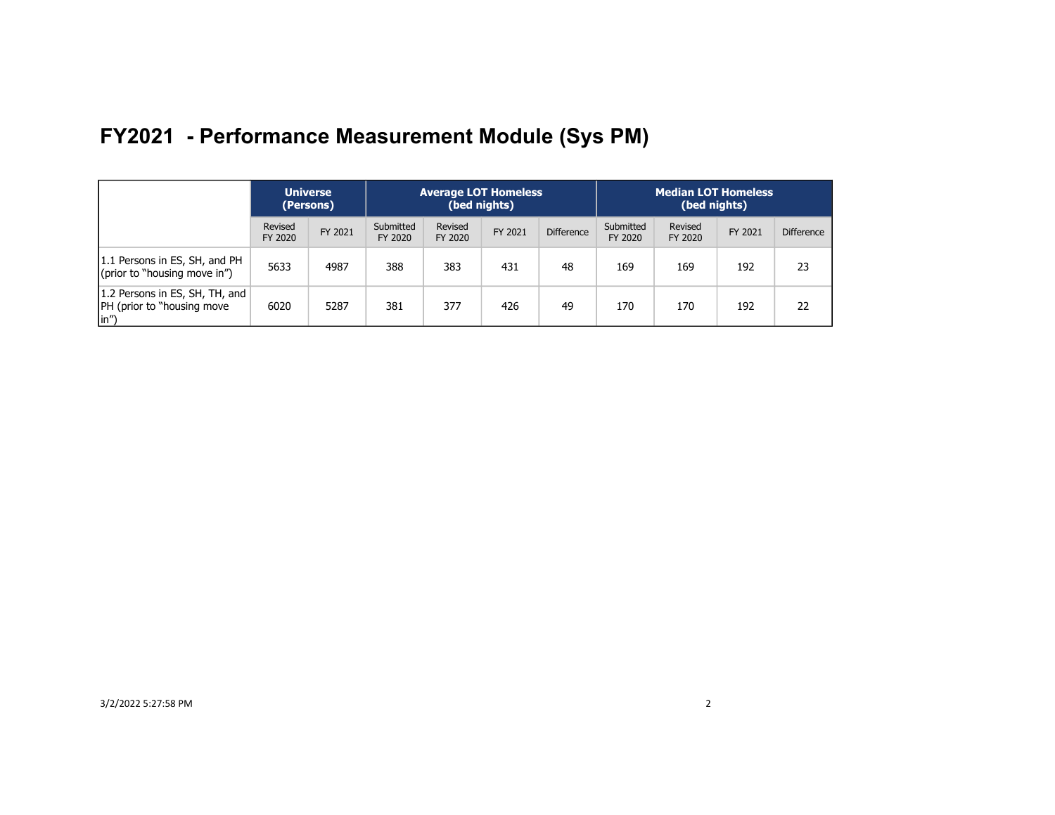# FY2021 - Performance Measurement Module (Sys PM)

| | Universe (Persons) | | Average LOT Homeless (bed nights) | | | | Median LOT Homeless (bed nights) | | | |
|---|---|---|---|---|---|---|---|---|---|---|
| | Revised FY 2020 | FY 2021 | Submitted FY 2020 | Revised FY 2020 | FY 2021 | Difference | Submitted FY 2020 | Revised FY 2020 | FY 2021 | Difference |
| 1.1 Persons in ES, SH, and PH (prior to "housing move in") | 5633 | 4987 | 388 | 383 | 431 | 48 | 169 | 169 | 192 | 23 |
| 1.2 Persons in ES, SH, TH, and PH (prior to "housing move in") | 6020 | 5287 | 381 | 377 | 426 | 49 | 170 | 170 | 192 | 22 |

3/2/2022 5:27:58 PM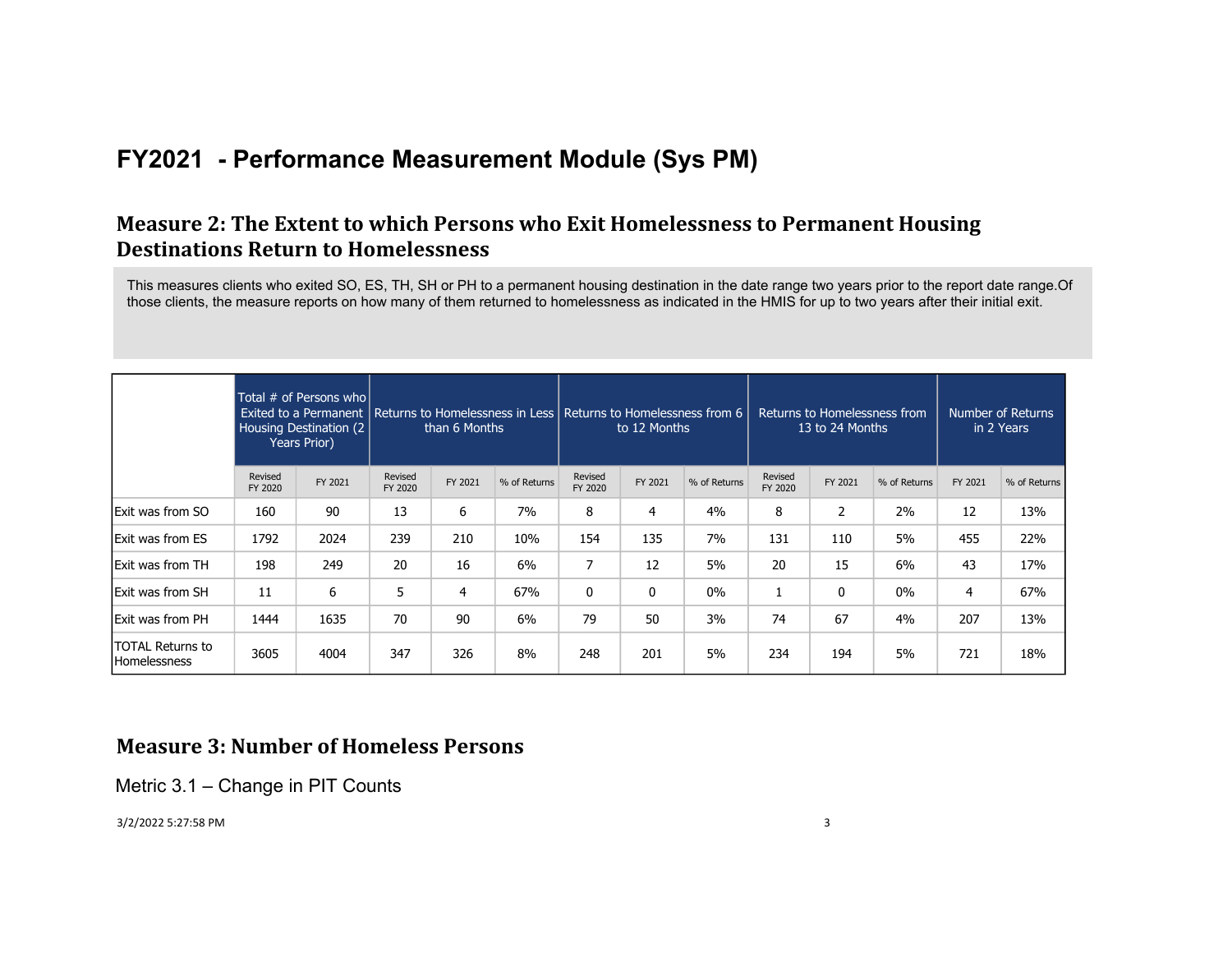# FY2021 - Performance Measurement Module (Sys PM)

## Measure 2: The Extent to which Persons who Exit Homelessness to Permanent Housing Destinations Return to Homelessness

This measures clients who exited SO, ES, TH, SH or PH to a permanent housing destination in the date range two years prior to the report date range.Of those clients, the measure reports on how many of them returned to homelessness as indicated in the HMIS for up to two years after their initial exit.

| | Total # of Persons who Exited to a Permanent Housing Destination (2 Years Prior) | | Returns to Homelessness in Less than 6 Months | | | Returns to Homelessness from 6 to 12 Months | | | Returns to Homelessness from 13 to 24 Months | | | Number of Returns in 2 Years | |
|---|---|---|---|---|---|---|---|---|---|---|---|---|---|
| | Revised FY 2020 | FY 2021 | Revised FY 2020 | FY 2021 | % of Returns | Revised FY 2020 | FY 2021 | % of Returns | Revised FY 2020 | FY 2021 | % of Returns | FY 2021 | % of Returns |
| Exit was from SO | 160 | 90 | 13 | 6 | 7% | 8 | 4 | 4% | 8 | 2 | 2% | 12 | 13% |
| Exit was from ES | 1792 | 2024 | 239 | 210 | 10% | 154 | 135 | 7% | 131 | 110 | 5% | 455 | 22% |
| Exit was from TH | 198 | 249 | 20 | 16 | 6% | 7 | 12 | 5% | 20 | 15 | 6% | 43 | 17% |
| Exit was from SH | 11 | 6 | 5 | 4 | 67% | 0 | 0 | 0% | 1 | 0 | 0% | 4 | 67% |
| Exit was from PH | 1444 | 1635 | 70 | 90 | 6% | 79 | 50 | 3% | 74 | 67 | 4% | 207 | 13% |
| TOTAL Returns to Homelessness | 3605 | 4004 | 347 | 326 | 8% | 248 | 201 | 5% | 234 | 194 | 5% | 721 | 18% |

## Measure 3: Number of Homeless Persons

Metric 3.1 – Change in PIT Counts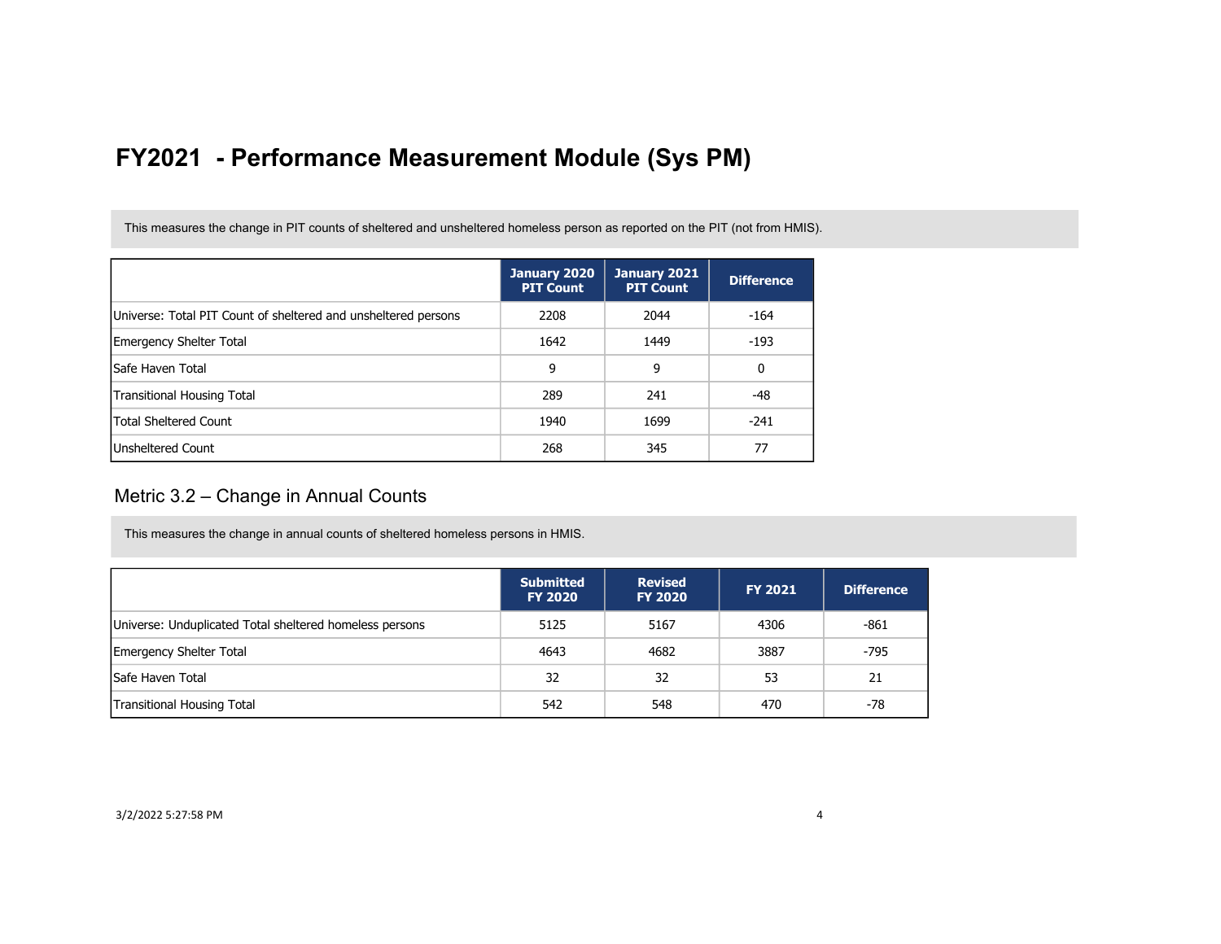# FY2021 - Performance Measurement Module (Sys PM)

This measures the change in PIT counts of sheltered and unsheltered homeless person as reported on the PIT (not from HMIS).

| | January 2020 PIT Count | January 2021 PIT Count | Difference |
|---|---|---|---|
| Universe: Total PIT Count of sheltered and unsheltered persons | 2208 | 2044 | -164 |
| Emergency Shelter Total | 1642 | 1449 | -193 |
| Safe Haven Total | 9 | 9 | 0 |
| Transitional Housing Total | 289 | 241 | -48 |
| Total Sheltered Count | 1940 | 1699 | -241 |
| Unsheltered Count | 268 | 345 | 77 |

## Metric 3.2 – Change in Annual Counts

This measures the change in annual counts of sheltered homeless persons in HMIS.

| | Submitted FY 2020 | Revised FY 2020 | FY 2021 | Difference |
|---|---|---|---|---|
| Universe: Unduplicated Total sheltered homeless persons | 5125 | 5167 | 4306 | -861 |
| Emergency Shelter Total | 4643 | 4682 | 3887 | -795 |
| Safe Haven Total | 32 | 32 | 53 | 21 |
| Transitional Housing Total | 542 | 548 | 470 | -78 |

3/2/2022 5:27:58 PM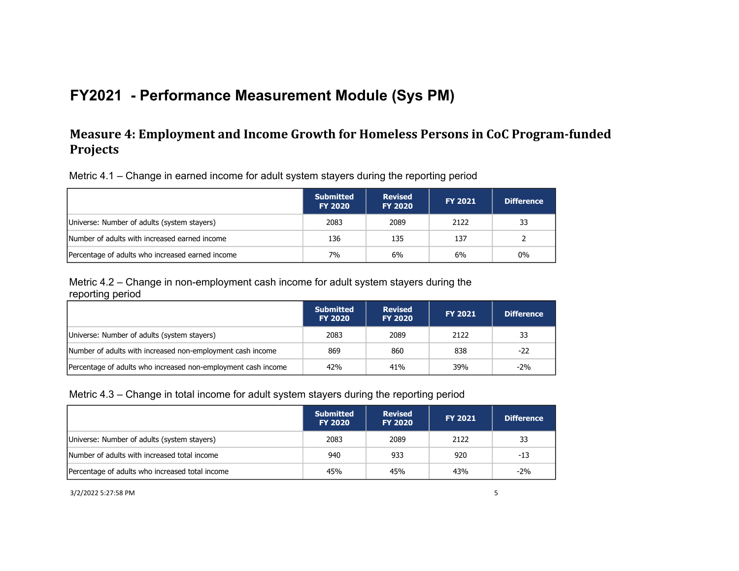# FY2021 - Performance Measurement Module (Sys PM)

## Measure 4: Employment and Income Growth for Homeless Persons in CoC Program-funded Projects

Metric 4.1 – Change in earned income for adult system stayers during the reporting period

| | Submitted FY 2020 | Revised FY 2020 | FY 2021 | Difference |
|---|---|---|---|---|
| Universe: Number of adults (system stayers) | 2083 | 2089 | 2122 | 33 |
| Number of adults with increased earned income | 136 | 135 | 137 | 2 |
| Percentage of adults who increased earned income | 7% | 6% | 6% | 0% |

Metric 4.2 – Change in non-employment cash income for adult system stayers during the reporting period

| | Submitted FY 2020 | Revised FY 2020 | FY 2021 | Difference |
|---|---|---|---|---|
| Universe: Number of adults (system stayers) | 2083 | 2089 | 2122 | 33 |
| Number of adults with increased non-employment cash income | 869 | 860 | 838 | -22 |
| Percentage of adults who increased non-employment cash income | 42% | 41% | 39% | -2% |

Metric 4.3 – Change in total income for adult system stayers during the reporting period

| | Submitted FY 2020 | Revised FY 2020 | FY 2021 | Difference |
|---|---|---|---|---|
| Universe: Number of adults (system stayers) | 2083 | 2089 | 2122 | 33 |
| Number of adults with increased total income | 940 | 933 | 920 | -13 |
| Percentage of adults who increased total income | 45% | 45% | 43% | -2% |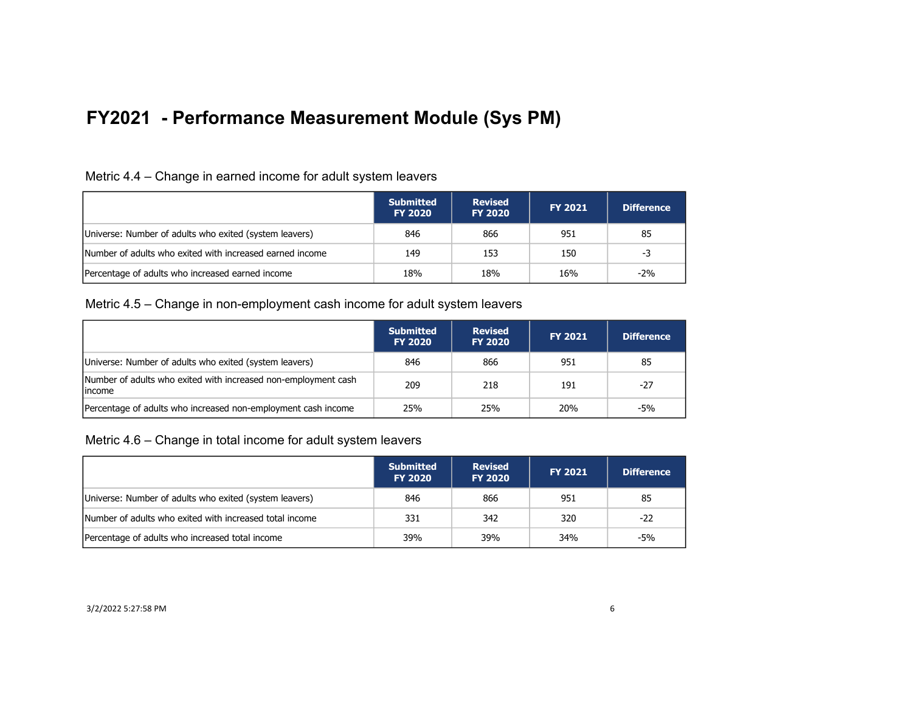# FY2021 - Performance Measurement Module (Sys PM)

## Metric 4.4 – Change in earned income for adult system leavers

| | Submitted FY 2020 | Revised FY 2020 | FY 2021 | Difference |
|---|---|---|---|---|
| Universe: Number of adults who exited (system leavers) | 846 | 866 | 951 | 85 |
| Number of adults who exited with increased earned income | 149 | 153 | 150 | -3 |
| Percentage of adults who increased earned income | 18% | 18% | 16% | -2% |

## Metric 4.5 – Change in non-employment cash income for adult system leavers

| | Submitted FY 2020 | Revised FY 2020 | FY 2021 | Difference |
|---|---|---|---|---|
| Universe: Number of adults who exited (system leavers) | 846 | 866 | 951 | 85 |
| Number of adults who exited with increased non-employment cash income | 209 | 218 | 191 | -27 |
| Percentage of adults who increased non-employment cash income | 25% | 25% | 20% | -5% |

## Metric 4.6 – Change in total income for adult system leavers

| | Submitted FY 2020 | Revised FY 2020 | FY 2021 | Difference |
|---|---|---|---|---|
| Universe: Number of adults who exited (system leavers) | 846 | 866 | 951 | 85 |
| Number of adults who exited with increased total income | 331 | 342 | 320 | -22 |
| Percentage of adults who increased total income | 39% | 39% | 34% | -5% |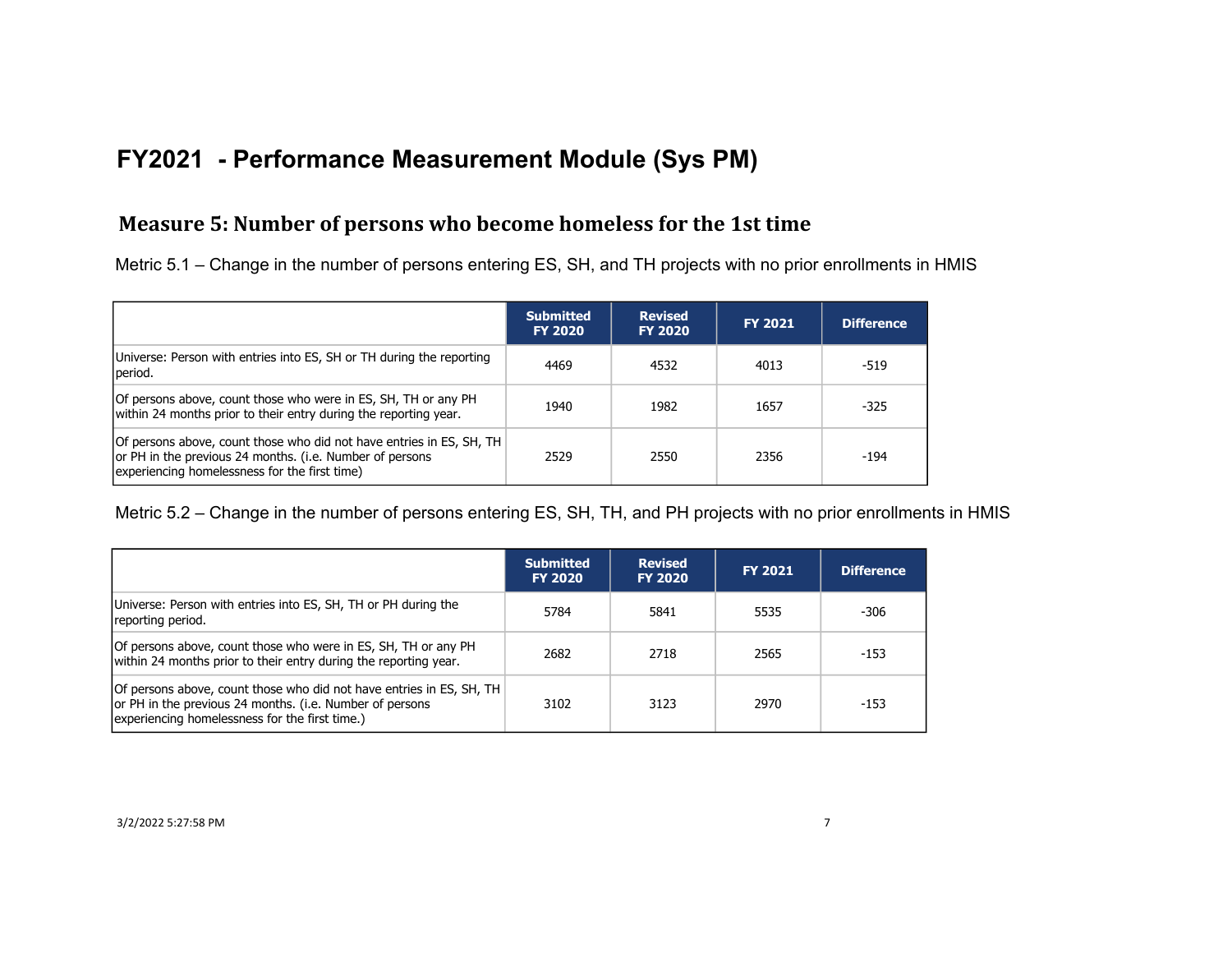# FY2021 - Performance Measurement Module (Sys PM)

## Measure 5: Number of persons who become homeless for the 1st time

Metric 5.1 – Change in the number of persons entering ES, SH, and TH projects with no prior enrollments in HMIS

| | Submitted FY 2020 | Revised FY 2020 | FY 2021 | Difference |
|---|---|---|---|---|
| Universe: Person with entries into ES, SH or TH during the reporting period. | 4469 | 4532 | 4013 | -519 |
| Of persons above, count those who were in ES, SH, TH or any PH within 24 months prior to their entry during the reporting year. | 1940 | 1982 | 1657 | -325 |
| Of persons above, count those who did not have entries in ES, SH, TH or PH in the previous 24 months. (i.e. Number of persons experiencing homelessness for the first time) | 2529 | 2550 | 2356 | -194 |

Metric 5.2 – Change in the number of persons entering ES, SH, TH, and PH projects with no prior enrollments in HMIS

| | Submitted FY 2020 | Revised FY 2020 | FY 2021 | Difference |
|---|---|---|---|---|
| Universe: Person with entries into ES, SH, TH or PH during the reporting period. | 5784 | 5841 | 5535 | -306 |
| Of persons above, count those who were in ES, SH, TH or any PH within 24 months prior to their entry during the reporting year. | 2682 | 2718 | 2565 | -153 |
| Of persons above, count those who did not have entries in ES, SH, TH or PH in the previous 24 months. (i.e. Number of persons experiencing homelessness for the first time.) | 3102 | 3123 | 2970 | -153 |

3/2/2022 5:27:58 PM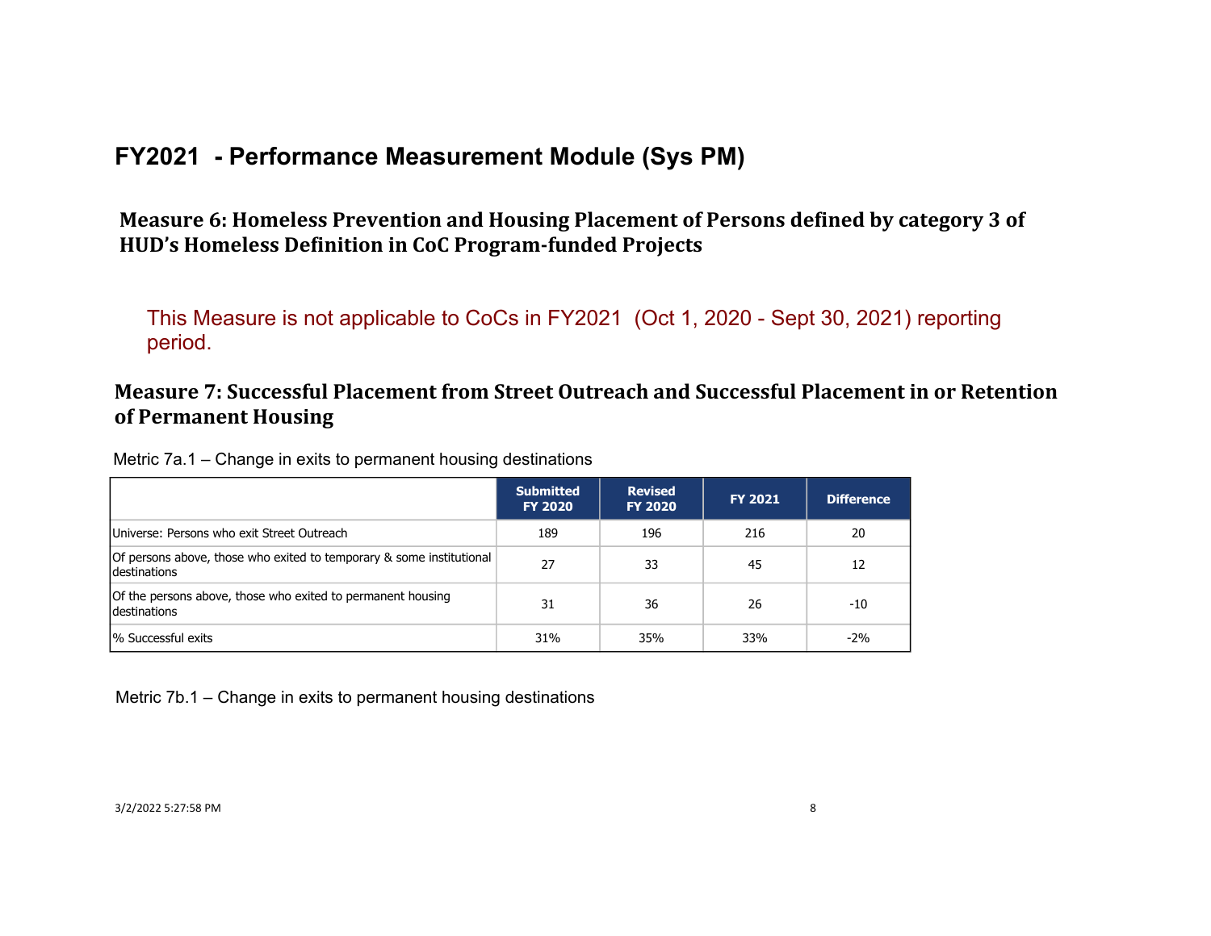## FY2021 - Performance Measurement Module (Sys PM)

### Measure 6: Homeless Prevention and Housing Placement of Persons defined by category 3 of HUD's Homeless Definition in CoC Program-funded Projects

This Measure is not applicable to CoCs in FY2021 (Oct 1, 2020 - Sept 30, 2021) reporting period.

### Measure 7: Successful Placement from Street Outreach and Successful Placement in or Retention of Permanent Housing

Metric 7a.1 – Change in exits to permanent housing destinations

| | Submitted FY 2020 | Revised FY 2020 | FY 2021 | Difference |
|---|---|---|---|---|
| Universe: Persons who exit Street Outreach | 189 | 196 | 216 | 20 |
| Of persons above, those who exited to temporary & some institutional destinations | 27 | 33 | 45 | 12 |
| Of the persons above, those who exited to permanent housing destinations | 31 | 36 | 26 | -10 |
| % Successful exits | 31% | 35% | 33% | -2% |

Metric 7b.1 – Change in exits to permanent housing destinations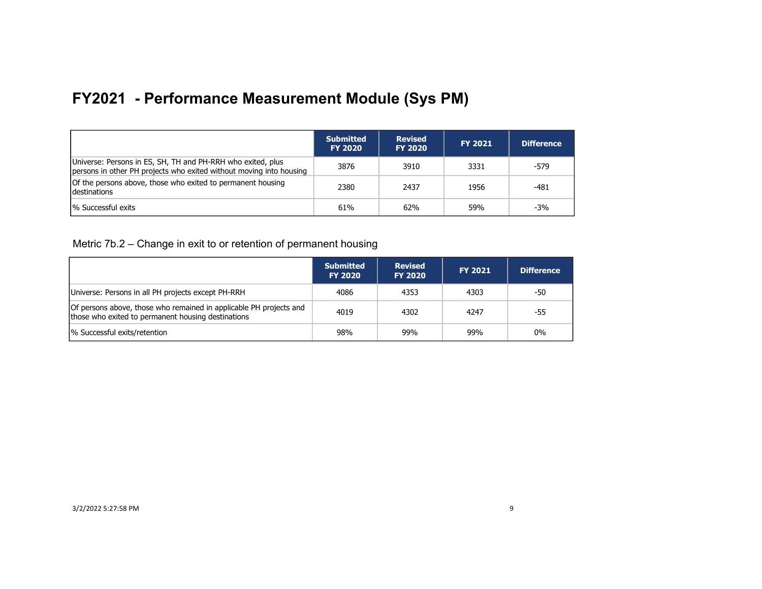# FY2021 - Performance Measurement Module (Sys PM)

| | Submitted FY 2020 | Revised FY 2020 | FY 2021 | Difference |
|---|---|---|---|---|
| Universe: Persons in ES, SH, TH and PH-RRH who exited, plus persons in other PH projects who exited without moving into housing | 3876 | 3910 | 3331 | -579 |
| Of the persons above, those who exited to permanent housing destinations | 2380 | 2437 | 1956 | -481 |
| % Successful exits | 61% | 62% | 59% | -3% |

Metric 7b.2 – Change in exit to or retention of permanent housing

| | Submitted FY 2020 | Revised FY 2020 | FY 2021 | Difference |
|---|---|---|---|---|
| Universe: Persons in all PH projects except PH-RRH | 4086 | 4353 | 4303 | -50 |
| Of persons above, those who remained in applicable PH projects and those who exited to permanent housing destinations | 4019 | 4302 | 4247 | -55 |
| % Successful exits/retention | 98% | 99% | 99% | 0% |

3/2/2022 5:27:58 PM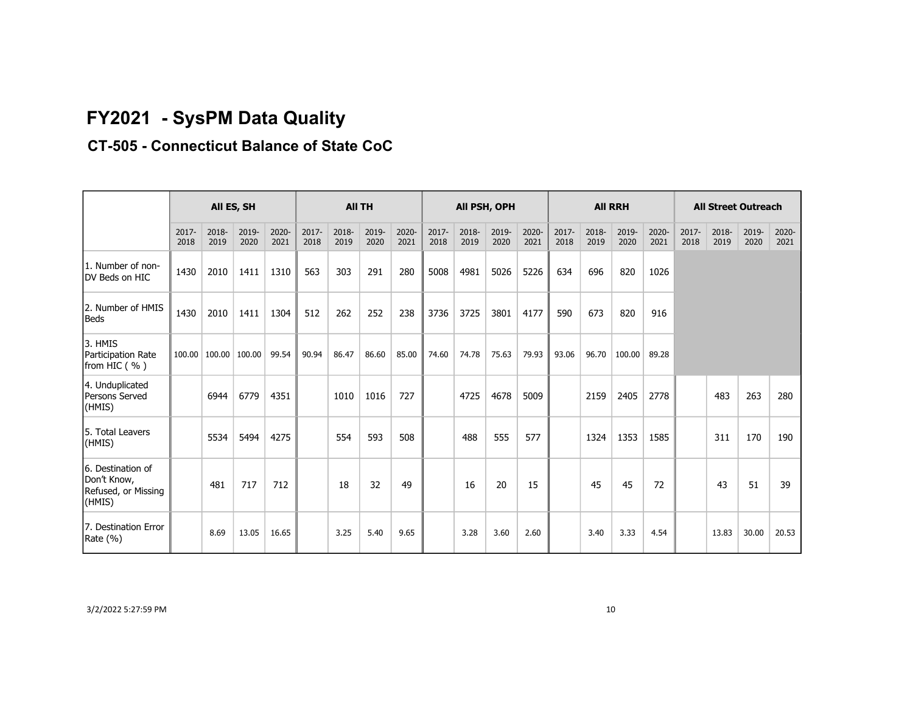# FY2021 - SysPM Data Quality

## CT-505 - Connecticut Balance of State CoC

| | All ES, SH | | | | All TH | | | | All PSH, OPH | | | | All RRH | | | | All Street Outreach | | | |
|---|---|---|---|---|---|---|---|---|---|---|---|---|---|---|---|---|---|---|---|---|
| | 2017-2018 | 2018-2019 | 2019-2020 | 2020-2021 | 2017-2018 | 2018-2019 | 2019-2020 | 2020-2021 | 2017-2018 | 2018-2019 | 2019-2020 | 2020-2021 | 2017-2018 | 2018-2019 | 2019-2020 | 2020-2021 | 2017-2018 | 2018-2019 | 2019-2020 | 2020-2021 |
| 1. Number of non-DV Beds on HIC | 1430 | 2010 | 1411 | 1310 | 563 | 303 | 291 | 280 | 5008 | 4981 | 5026 | 5226 | 634 | 696 | 820 | 1026 | | | | |
| 2. Number of HMIS Beds | 1430 | 2010 | 1411 | 1304 | 512 | 262 | 252 | 238 | 3736 | 3725 | 3801 | 4177 | 590 | 673 | 820 | 916 | | | | |
| 3. HMIS Participation Rate from HIC ( % ) | 100.00 | 100.00 | 100.00 | 99.54 | 90.94 | 86.47 | 86.60 | 85.00 | 74.60 | 74.78 | 75.63 | 79.93 | 93.06 | 96.70 | 100.00 | 89.28 | | | | |
| 4. Unduplicated Persons Served (HMIS) | | 6944 | 6779 | 4351 | | 1010 | 1016 | 727 | | 4725 | 4678 | 5009 | | 2159 | 2405 | 2778 | | 483 | 263 | 280 |
| 5. Total Leavers (HMIS) | | 5534 | 5494 | 4275 | | 554 | 593 | 508 | | 488 | 555 | 577 | | 1324 | 1353 | 1585 | | 311 | 170 | 190 |
| 6. Destination of Don't Know, Refused, or Missing (HMIS) | | 481 | 717 | 712 | | 18 | 32 | 49 | | 16 | 20 | 15 | | 45 | 45 | 72 | | 43 | 51 | 39 |
| 7. Destination Error Rate (%) | | 8.69 | 13.05 | 16.65 | | 3.25 | 5.40 | 9.65 | | 3.28 | 3.60 | 2.60 | | 3.40 | 3.33 | 4.54 | | 13.83 | 30.00 | 20.53 |

3/2/2022 5:27:59 PM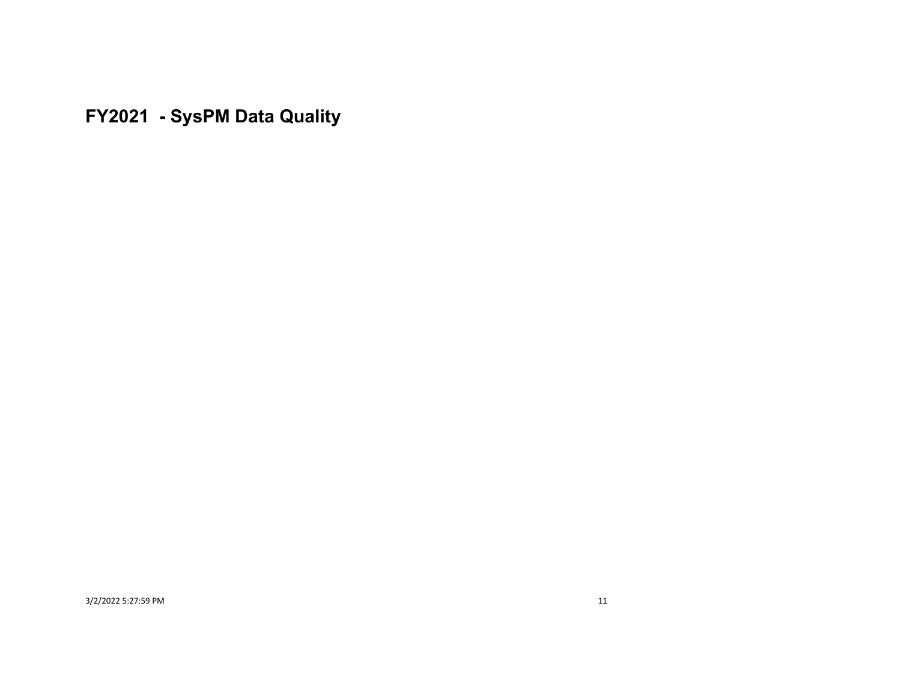# FY2021 - SysPM Data Quality